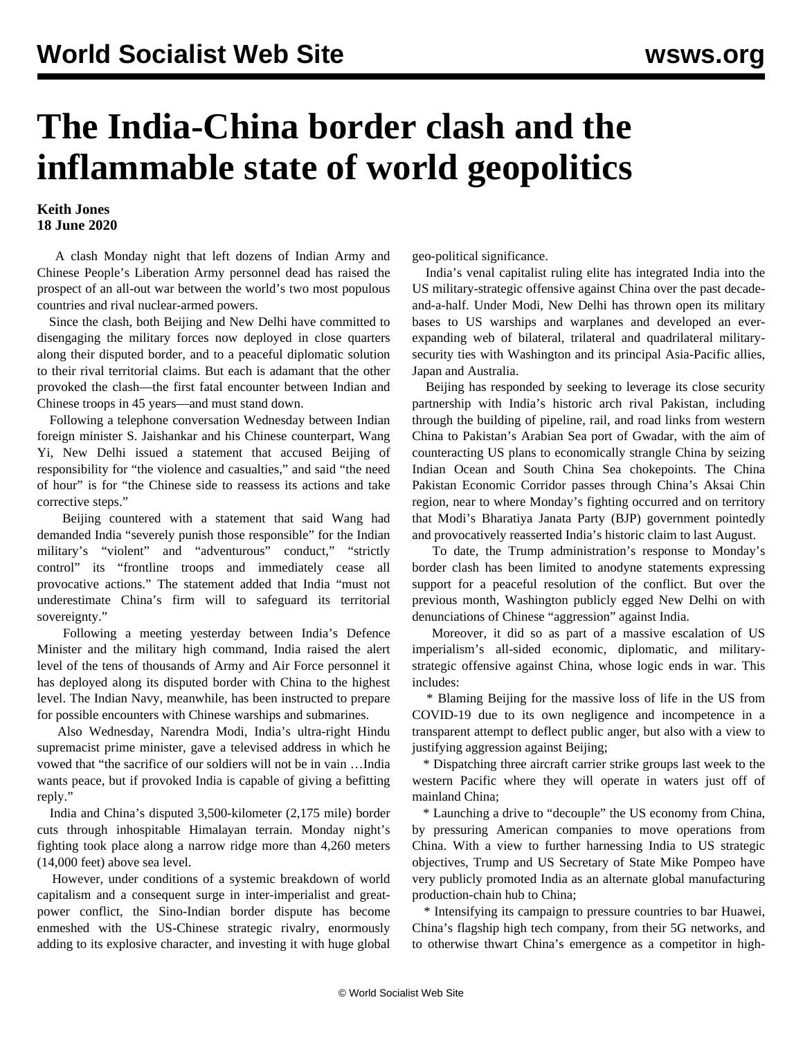# The India-China border clash and the inflammable state of world geopolitics

**Keith Jones**
**18 June 2020**

A clash Monday night that left dozens of Indian Army and Chinese People's Liberation Army personnel dead has raised the prospect of an all-out war between the world's two most populous countries and rival nuclear-armed powers.

Since the clash, both Beijing and New Delhi have committed to disengaging the military forces now deployed in close quarters along their disputed border, and to a peaceful diplomatic solution to their rival territorial claims. But each is adamant that the other provoked the clash—the first fatal encounter between Indian and Chinese troops in 45 years—and must stand down.

Following a telephone conversation Wednesday between Indian foreign minister S. Jaishankar and his Chinese counterpart, Wang Yi, New Delhi issued a statement that accused Beijing of responsibility for "the violence and casualties," and said "the need of hour" is for "the Chinese side to reassess its actions and take corrective steps."

Beijing countered with a statement that said Wang had demanded India "severely punish those responsible" for the Indian military's "violent" and "adventurous" conduct," "strictly control" its "frontline troops and immediately cease all provocative actions." The statement added that India "must not underestimate China's firm will to safeguard its territorial sovereignty."

Following a meeting yesterday between India's Defence Minister and the military high command, India raised the alert level of the tens of thousands of Army and Air Force personnel it has deployed along its disputed border with China to the highest level. The Indian Navy, meanwhile, has been instructed to prepare for possible encounters with Chinese warships and submarines.

Also Wednesday, Narendra Modi, India's ultra-right Hindu supremacist prime minister, gave a televised address in which he vowed that "the sacrifice of our soldiers will not be in vain …India wants peace, but if provoked India is capable of giving a befitting reply."

India and China's disputed 3,500-kilometer (2,175 mile) border cuts through inhospitable Himalayan terrain. Monday night's fighting took place along a narrow ridge more than 4,260 meters (14,000 feet) above sea level.

However, under conditions of a systemic breakdown of world capitalism and a consequent surge in inter-imperialist and great-power conflict, the Sino-Indian border dispute has become enmeshed with the US-Chinese strategic rivalry, enormously adding to its explosive character, and investing it with huge global geo-political significance.

India's venal capitalist ruling elite has integrated India into the US military-strategic offensive against China over the past decade-and-a-half. Under Modi, New Delhi has thrown open its military bases to US warships and warplanes and developed an ever-expanding web of bilateral, trilateral and quadrilateral military-security ties with Washington and its principal Asia-Pacific allies, Japan and Australia.

Beijing has responded by seeking to leverage its close security partnership with India's historic arch rival Pakistan, including through the building of pipeline, rail, and road links from western China to Pakistan's Arabian Sea port of Gwadar, with the aim of counteracting US plans to economically strangle China by seizing Indian Ocean and South China Sea chokepoints. The China Pakistan Economic Corridor passes through China's Aksai Chin region, near to where Monday's fighting occurred and on territory that Modi's Bharatiya Janata Party (BJP) government pointedly and provocatively reasserted India's historic claim to last August.

To date, the Trump administration's response to Monday's border clash has been limited to anodyne statements expressing support for a peaceful resolution of the conflict. But over the previous month, Washington publicly egged New Delhi on with denunciations of Chinese "aggression" against India.

Moreover, it did so as part of a massive escalation of US imperialism's all-sided economic, diplomatic, and military-strategic offensive against China, whose logic ends in war. This includes:

* Blaming Beijing for the massive loss of life in the US from COVID-19 due to its own negligence and incompetence in a transparent attempt to deflect public anger, but also with a view to justifying aggression against Beijing;

* Dispatching three aircraft carrier strike groups last week to the western Pacific where they will operate in waters just off of mainland China;

* Launching a drive to "decouple" the US economy from China, by pressuring American companies to move operations from China. With a view to further harnessing India to US strategic objectives, Trump and US Secretary of State Mike Pompeo have very publicly promoted India as an alternate global manufacturing production-chain hub to China;

* Intensifying its campaign to pressure countries to bar Huawei, China's flagship high tech company, from their 5G networks, and to otherwise thwart China's emergence as a competitor in high-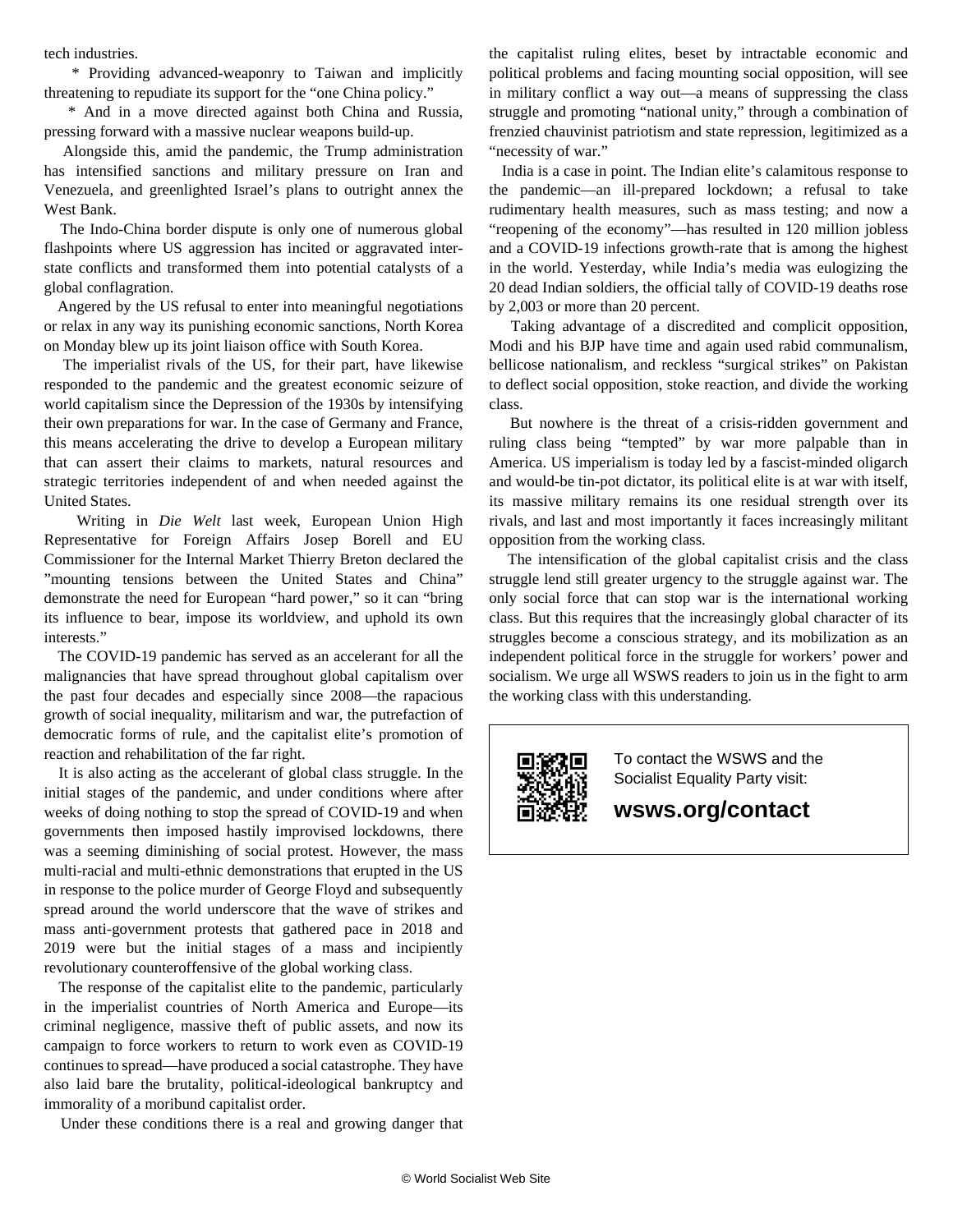tech industries.

\* Providing advanced-weaponry to Taiwan and implicitly threatening to repudiate its support for the "one China policy."

\* And in a move directed against both China and Russia, pressing forward with a massive nuclear weapons build-up.

Alongside this, amid the pandemic, the Trump administration has intensified sanctions and military pressure on Iran and Venezuela, and greenlighted Israel's plans to outright annex the West Bank.

The Indo-China border dispute is only one of numerous global flashpoints where US aggression has incited or aggravated inter-state conflicts and transformed them into potential catalysts of a global conflagration.

Angered by the US refusal to enter into meaningful negotiations or relax in any way its punishing economic sanctions, North Korea on Monday blew up its joint liaison office with South Korea.

The imperialist rivals of the US, for their part, have likewise responded to the pandemic and the greatest economic seizure of world capitalism since the Depression of the 1930s by intensifying their own preparations for war. In the case of Germany and France, this means accelerating the drive to develop a European military that can assert their claims to markets, natural resources and strategic territories independent of and when needed against the United States.

Writing in *Die Welt* last week, European Union High Representative for Foreign Affairs Josep Borell and EU Commissioner for the Internal Market Thierry Breton declared the "mounting tensions between the United States and China" demonstrate the need for European "hard power," so it can "bring its influence to bear, impose its worldview, and uphold its own interests."

The COVID-19 pandemic has served as an accelerant for all the malignancies that have spread throughout global capitalism over the past four decades and especially since 2008—the rapacious growth of social inequality, militarism and war, the putrefaction of democratic forms of rule, and the capitalist elite's promotion of reaction and rehabilitation of the far right.

It is also acting as the accelerant of global class struggle. In the initial stages of the pandemic, and under conditions where after weeks of doing nothing to stop the spread of COVID-19 and when governments then imposed hastily improvised lockdowns, there was a seeming diminishing of social protest. However, the mass multi-racial and multi-ethnic demonstrations that erupted in the US in response to the police murder of George Floyd and subsequently spread around the world underscore that the wave of strikes and mass anti-government protests that gathered pace in 2018 and 2019 were but the initial stages of a mass and incipiently revolutionary counteroffensive of the global working class.

The response of the capitalist elite to the pandemic, particularly in the imperialist countries of North America and Europe—its criminal negligence, massive theft of public assets, and now its campaign to force workers to return to work even as COVID-19 continues to spread—have produced a social catastrophe. They have also laid bare the brutality, political-ideological bankruptcy and immorality of a moribund capitalist order.

Under these conditions there is a real and growing danger that the capitalist ruling elites, beset by intractable economic and political problems and facing mounting social opposition, will see in military conflict a way out—a means of suppressing the class struggle and promoting "national unity," through a combination of frenzied chauvinist patriotism and state repression, legitimized as a "necessity of war."

India is a case in point. The Indian elite's calamitous response to the pandemic—an ill-prepared lockdown; a refusal to take rudimentary health measures, such as mass testing; and now a "reopening of the economy"—has resulted in 120 million jobless and a COVID-19 infections growth-rate that is among the highest in the world. Yesterday, while India's media was eulogizing the 20 dead Indian soldiers, the official tally of COVID-19 deaths rose by 2,003 or more than 20 percent.

Taking advantage of a discredited and complicit opposition, Modi and his BJP have time and again used rabid communalism, bellicose nationalism, and reckless "surgical strikes" on Pakistan to deflect social opposition, stoke reaction, and divide the working class.

But nowhere is the threat of a crisis-ridden government and ruling class being "tempted" by war more palpable than in America. US imperialism is today led by a fascist-minded oligarch and would-be tin-pot dictator, its political elite is at war with itself, its massive military remains its one residual strength over its rivals, and last and most importantly it faces increasingly militant opposition from the working class.

The intensification of the global capitalist crisis and the class struggle lend still greater urgency to the struggle against war. The only social force that can stop war is the international working class. But this requires that the increasingly global character of its struggles become a conscious strategy, and its mobilization as an independent political force in the struggle for workers' power and socialism. We urge all WSWS readers to join us in the fight to arm the working class with this understanding.

To contact the WSWS and the Socialist Equality Party visit:

**wsws.org/contact**